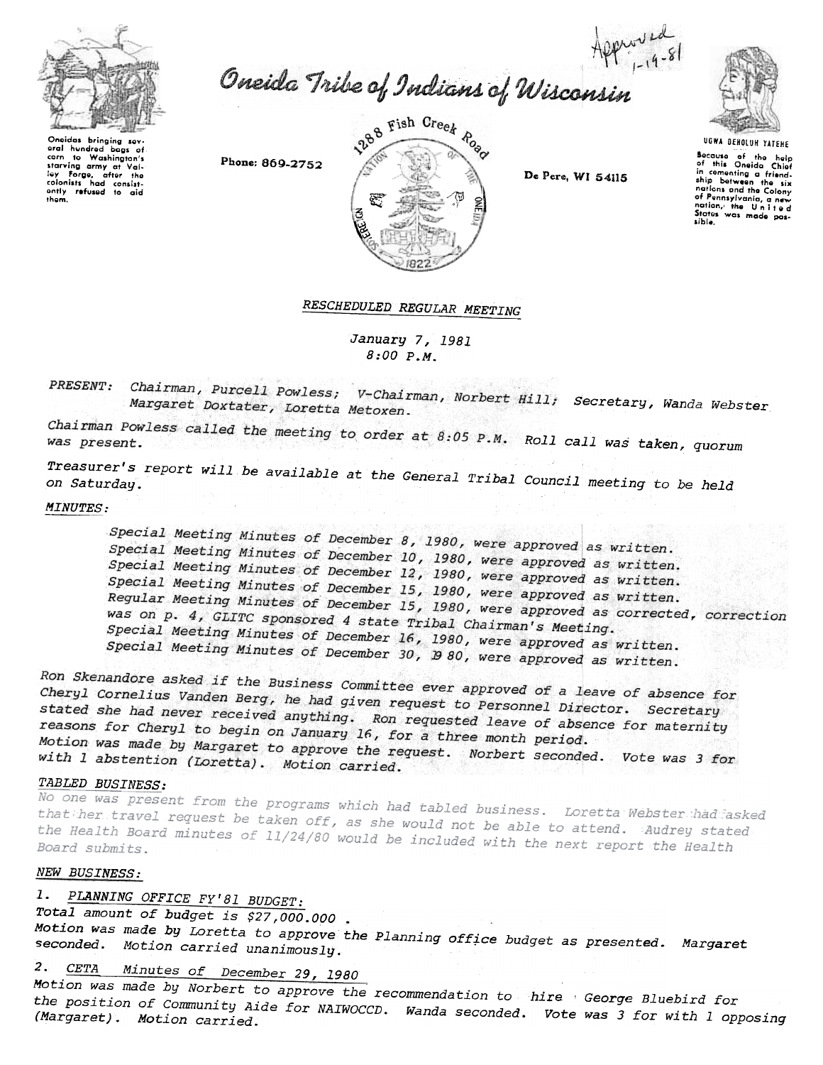Approved 1-14-81

# Oneida Tribe of Indians of Wisconsin

Oneidas bringing several hundred bags of corn to Washington's starving army at Valley Forge, after the colonists had consistently refused to aid them.

Phone: 869-2752

1288 Fish Creek Road

De Pere, WI 54115

UGWA DEHOLUH YATEHE

Because of the help of this Oneida Chief in cementing a friendship between the six nations and the Colony of Pennsylvania, a new nation, the United States was made possible.

## RESCHEDULED REGULAR MEETING

January 7, 1981
8:00 P.M.

PRESENT: Chairman, Purcell Powless; V-Chairman, Norbert Hill; Secretary, Wanda Webster Margaret Doxtater, Loretta Metoxen.

Chairman Powless called the meeting to order at 8:05 P.M. Roll call was taken, quorum was present.

Treasurer's report will be available at the General Tribal Council meeting to be held on Saturday.

MINUTES:

Special Meeting Minutes of December 8, 1980, were approved as written.
Special Meeting Minutes of December 10, 1980, were approved as written.
Special Meeting Minutes of December 12, 1980, were approved as written.
Special Meeting Minutes of December 15, 1980, were approved as written.
Regular Meeting Minutes of December 15, 1980, were approved as corrected, correction was on p. 4, GLITC sponsored 4 state Tribal Chairman's Meeting.
Special Meeting Minutes of December 16, 1980, were approved as written.
Special Meeting Minutes of December 30, 1980, were approved as written.

Ron Skenandore asked if the Business Committee ever approved of a leave of absence for Cheryl Cornelius Vanden Berg, he had given request to Personnel Director. Secretary stated she had never received anything. Ron requested leave of absence for maternity reasons for Cheryl to begin on January 16, for a three month period. Motion was made by Margaret to approve the request. Norbert seconded. Vote was 3 for with 1 abstention (Loretta). Motion carried.

TABLED BUSINESS:

No one was present from the programs which had tabled business. Loretta Webster had asked that her travel request be taken off, as she would not be able to attend. Audrey stated the Health Board minutes of 11/24/80 would be included with the next report the Health Board submits.

NEW BUSINESS:

1. PLANNING OFFICE FY'81 BUDGET:

Total amount of budget is $27,000.000 .
Motion was made by Loretta to approve the Planning office budget as presented. Margaret seconded. Motion carried unanimously.

2. CETA Minutes of December 29, 1980

Motion was made by Norbert to approve the recommendation to hire George Bluebird for the position of Community Aide for NAIWOCCD. Wanda seconded. Vote was 3 for with 1 opposing (Margaret). Motion carried.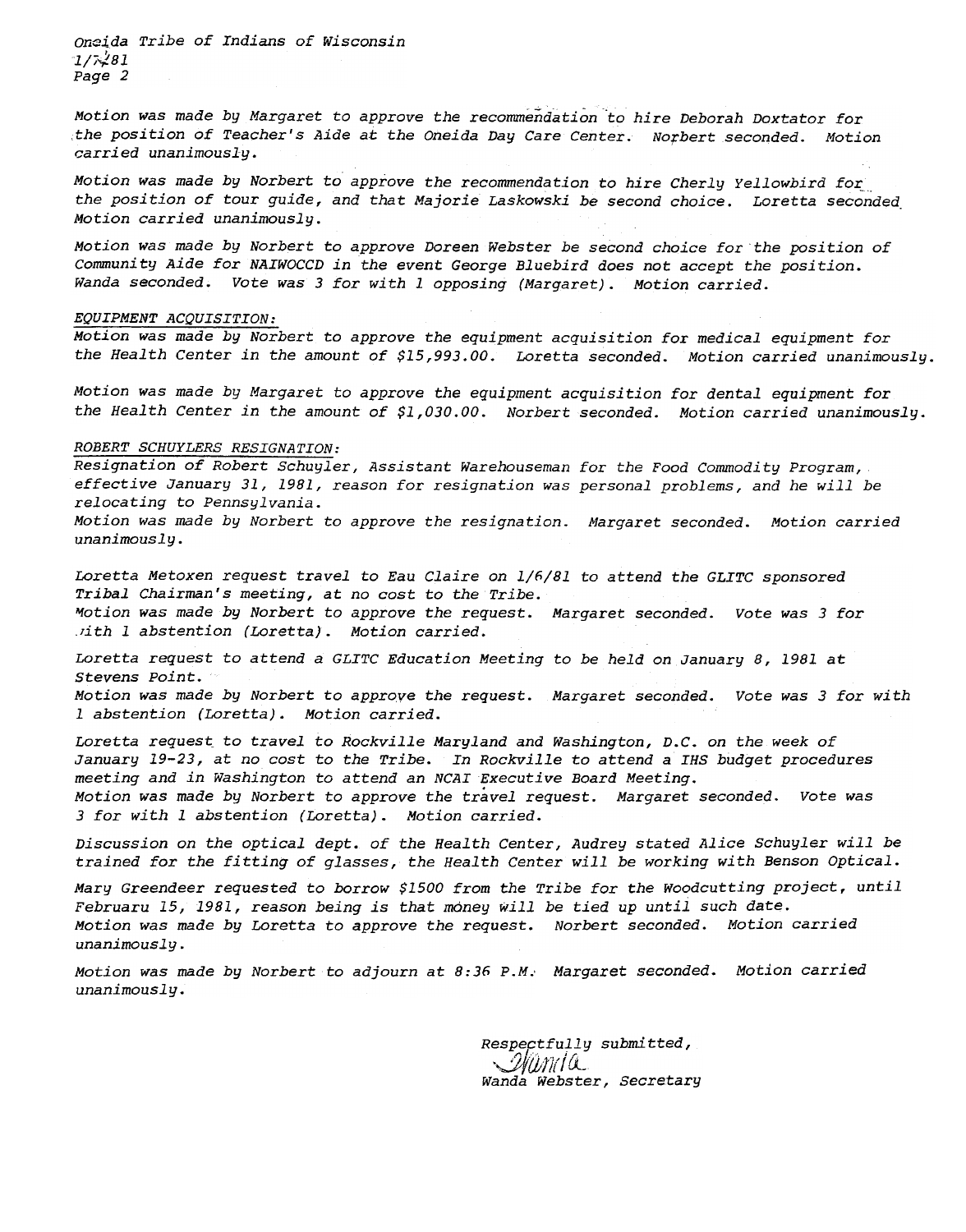Motion was made by Margaret to approve the recommendation to hire Deborah Doxtator for the position of Teacher's Aide at the Oneida Day Care Center. Norbert seconded. Motion carried unanimously.

Motion was made by Norbert to approve the recommendation to hire Cherly Yellowbird for the position of tour guide, and that Majorie Laskowski be second choice. Loretta seconded. Motion carried unanimously.

Motion was made by Norbert to approve Doreen Webster be second choice for the position of Community Aide for NAIWOCCD in the event George Bluebird does not accept the position. Wanda seconded. Vote was 3 for with 1 opposing (Margaret). Motion carried.

EQUIPMENT ACQUISITION:

Motion was made by Norbert to approve the equipment acquisition for medical equipment for the Health Center in the amount of $15,993.00. Loretta seconded. Motion carried unanimously.

Motion was made by Margaret to approve the equipment acquisition for dental equipment for the Health Center in the amount of $1,030.00. Norbert seconded. Motion carried unanimously.

ROBERT SCHUYLERS RESIGNATION:

Resignation of Robert Schuyler, Assistant Warehouseman for the Food Commodity Program, effective January 31, 1981, reason for resignation was personal problems, and he will be relocating to Pennsylvania.
Motion was made by Norbert to approve the resignation. Margaret seconded. Motion carried unanimously.

Loretta Metoxen request travel to Eau Claire on 1/6/81 to attend the GLITC sponsored Tribal Chairman's meeting, at no cost to the Tribe.
Motion was made by Norbert to approve the request. Margaret seconded. Vote was 3 for with 1 abstention (Loretta). Motion carried.

Loretta request to attend a GLITC Education Meeting to be held on January 8, 1981 at Stevens Point.
Motion was made by Norbert to approve the request. Margaret seconded. Vote was 3 for with 1 abstention (Loretta). Motion carried.

Loretta request to travel to Rockville Maryland and Washington, D.C. on the week of January 19-23, at no cost to the Tribe. In Rockville to attend a IHS budget procedures meeting and in Washington to attend an NCAI Executive Board Meeting.
Motion was made by Norbert to approve the travel request. Margaret seconded. Vote was 3 for with 1 abstention (Loretta). Motion carried.

Discussion on the optical dept. of the Health Center, Audrey stated Alice Schuyler will be trained for the fitting of glasses, the Health Center will be working with Benson Optical.

Mary Greendeer requested to borrow $1500 from the Tribe for the Woodcutting project, until Februaru 15, 1981, reason being is that money will be tied up until such date.
Motion was made by Loretta to approve the request. Norbert seconded. Motion carried unanimously.

Motion was made by Norbert to adjourn at 8:36 P.M. Margaret seconded. Motion carried unanimously.

Respectfully submitted,

Wanda

Wanda Webster, Secretary